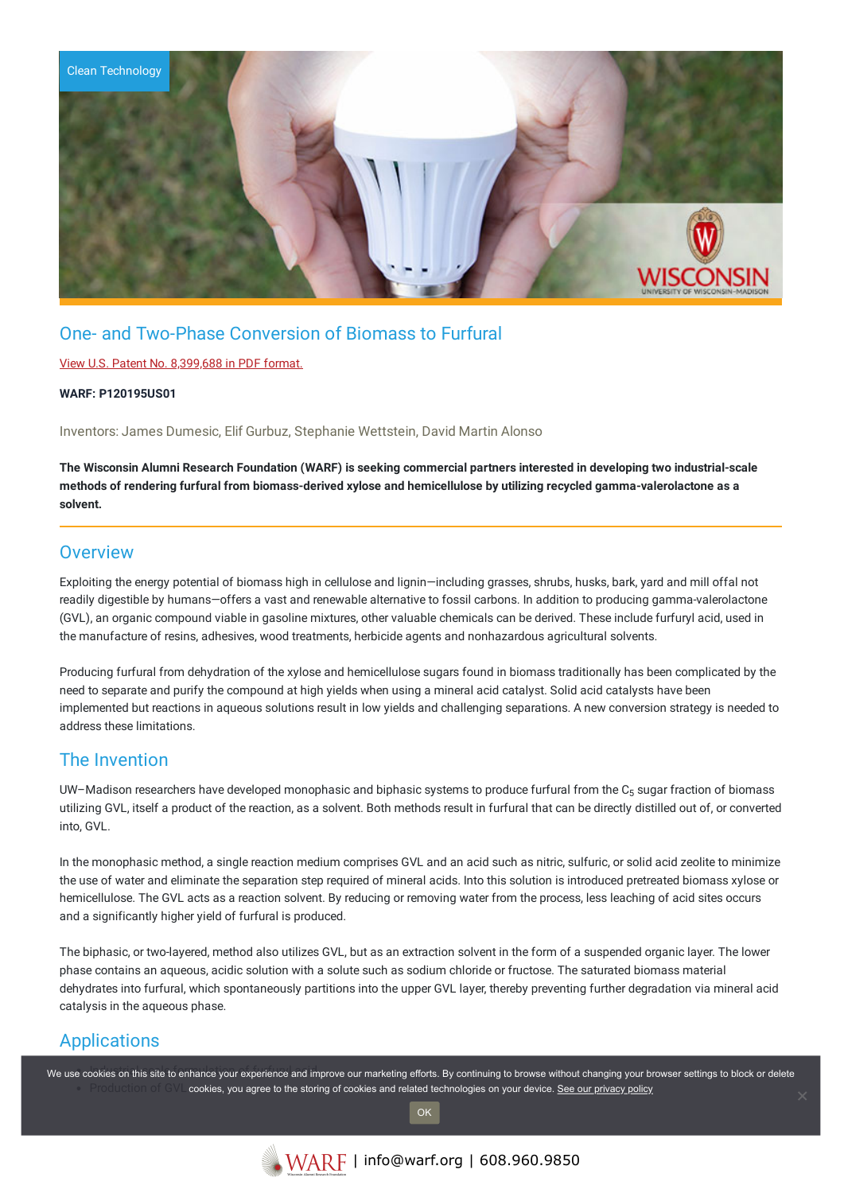Clean Technology

# One- and Two-Phase Conversion of Biomass to Furfural

View U.S. Patent No. 8,399,688 in PDF format.

**WARF: P120195US01**

Inventors: James Dumesic, Elif Gurbuz, Stephanie Wettstein, David Martin Alonso

**The Wisconsin Alumni Research Foundation (WARF) is seeking commercial partners interested in developing two industrial-scale methods of rendering furfural from biomass-derived xylose and hemicellulose by utilizing recycled gamma-valerolactone as a solvent.**

## Overview

Exploiting the energy potential of biomass high in cellulose and lignin—including grasses, shrubs, husks, bark, yard and mill offal not readily digestible by humans—offers a vast and renewable alternative to fossil carbons. In addition to producing gamma-valerolactone (GVL), an organic compound viable in gasoline mixtures, other valuable chemicals can be derived. These include furfuryl acid, used in the manufacture of resins, adhesives, wood treatments, herbicide agents and nonhazardous agricultural solvents.

Producing furfural from dehydration of the xylose and hemicellulose sugars found in biomass traditionally has been complicated by the need to separate and purify the compound at high yields when using a mineral acid catalyst. Solid acid catalysts have been implemented but reactions in aqueous solutions result in low yields and challenging separations. A new conversion strategy is needed to address these limitations.

## The Invention

UW–Madison researchers have developed monophasic and biphasic systems to produce furfural from the $C_5$ sugar fraction of biomass utilizing GVL, itself a product of the reaction, as a solvent. Both methods result in furfural that can be directly distilled out of, or converted into, GVL.

In the monophasic method, a single reaction medium comprises GVL and an acid such as nitric, sulfuric, or solid acid zeolite to minimize the use of water and eliminate the separation step required of mineral acids. Into this solution is introduced pretreated biomass xylose or hemicellulose. The GVL acts as a reaction solvent. By reducing or removing water from the process, less leaching of acid sites occurs and a significantly higher yield of furfural is produced.

The biphasic, or two-layered, method also utilizes GVL, but as an extraction solvent in the form of a suspended organic layer. The lower phase contains an aqueous, acidic solution with a solute such as sodium chloride or fructose. The saturated biomass material dehydrates into furfural, which spontaneously partitions into the upper GVL layer, thereby preventing further degradation via mineral acid catalysis in the aqueous phase.

## Applications

- Industrial-scale formulation of furfural acid
- Production of GVL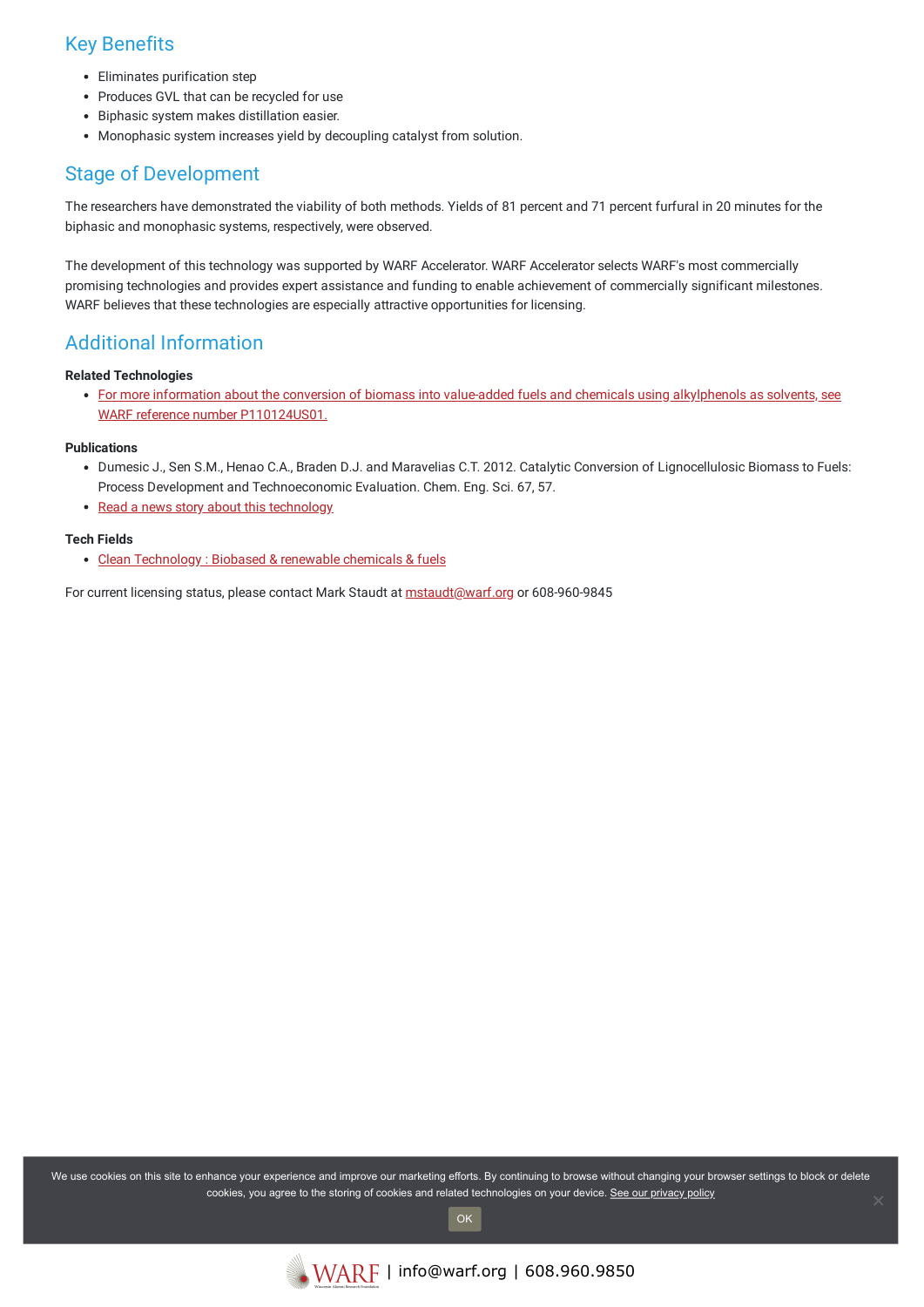## Key Benefits

- Eliminates purification step
- Produces GVL that can be recycled for use
- Biphasic system makes distillation easier.
- Monophasic system increases yield by decoupling catalyst from solution.

## Stage of Development

The researchers have demonstrated the viability of both methods. Yields of 81 percent and 71 percent furfural in 20 minutes for the biphasic and monophasic systems, respectively, were observed.

The development of this technology was supported by WARF Accelerator. WARF Accelerator selects WARF's most commercially promising technologies and provides expert assistance and funding to enable achievement of commercially significant milestones. WARF believes that these technologies are especially attractive opportunities for licensing.

## Additional Information

**Related Technologies**

- For more information about the conversion of biomass into value-added fuels and chemicals using alkylphenols as solvents, see WARF reference number P110124US01.

**Publications**

- Dumesic J., Sen S.M., Henao C.A., Braden D.J. and Maravelias C.T. 2012. Catalytic Conversion of Lignocellulosic Biomass to Fuels: Process Development and Technoeconomic Evaluation. Chem. Eng. Sci. 67, 57.
- Read a news story about this technology

**Tech Fields**

- Clean Technology : Biobased & renewable chemicals & fuels

For current licensing status, please contact Mark Staudt at mstaudt@warf.org or 608-960-9845